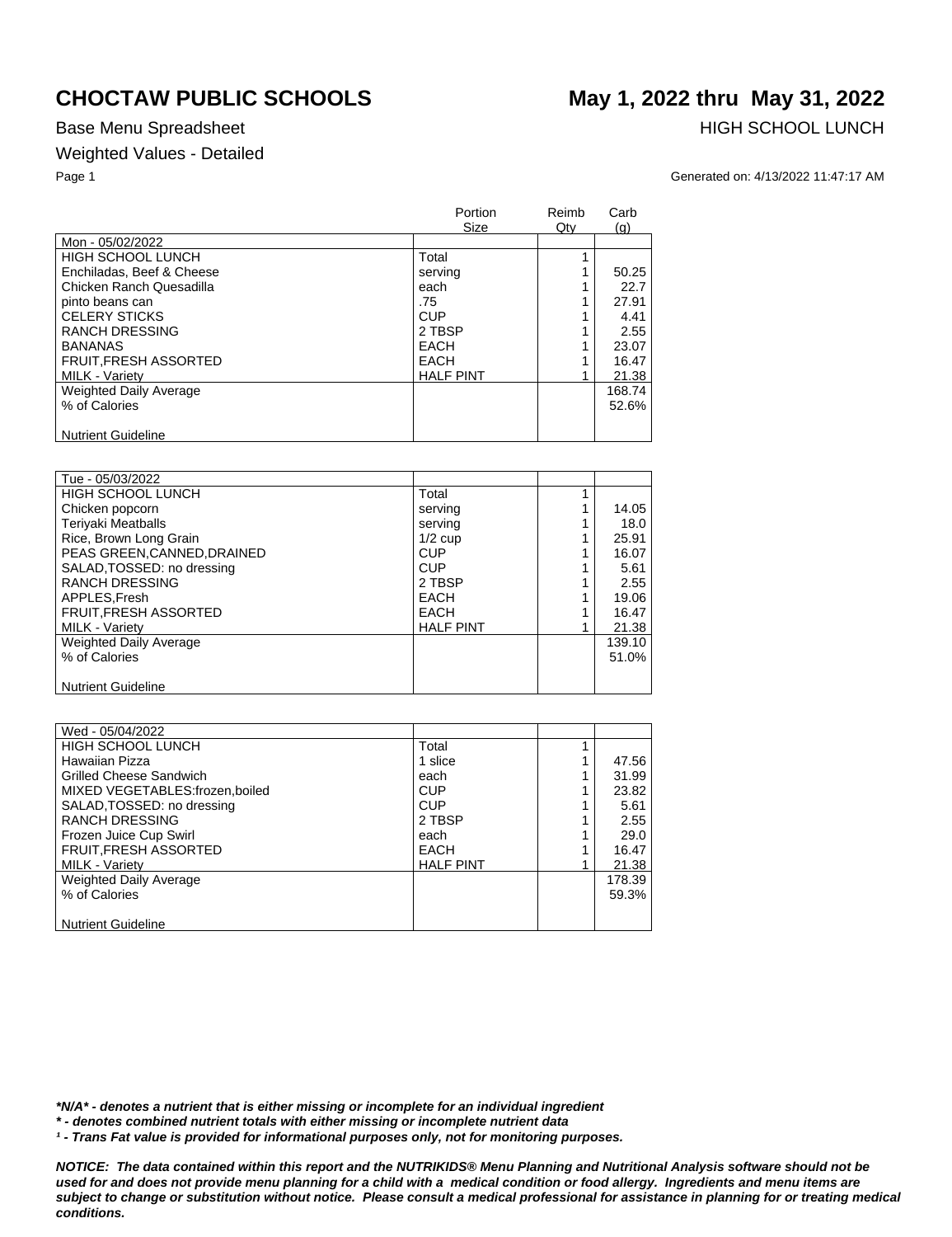# CHOCTAW PUBLIC SCHOOLS

**May 1, 2022 thru May 31, 2022**

Base Menu Spreadsheet

HIGH SCHOOL LUNCH

Weighted Values - Detailed

Generated on: 4/13/2022 11:47:17 AM

| | Portion Size | Reimb Qty | Carb (g) |
|---|---|---|---|
| Mon - 05/02/2022 | | | |
| HIGH SCHOOL LUNCH | Total | 1 | |
| Enchiladas, Beef & Cheese | serving | 1 | 50.25 |
| Chicken Ranch Quesadilla | each | 1 | 22.7 |
| pinto beans can | .75 | 1 | 27.91 |
| CELERY STICKS | CUP | 1 | 4.41 |
| RANCH DRESSING | 2 TBSP | 1 | 2.55 |
| BANANAS | EACH | 1 | 23.07 |
| FRUIT,FRESH ASSORTED | EACH | 1 | 16.47 |
| MILK - Variety | HALF PINT | 1 | 21.38 |
| Weighted Daily Average | | | 168.74 |
| % of Calories | | | 52.6% |
| Nutrient Guideline | | | |

| | | | |
|---|---|---|---|
| Tue - 05/03/2022 | | | |
| HIGH SCHOOL LUNCH | Total | 1 | |
| Chicken popcorn | serving | 1 | 14.05 |
| Teriyaki Meatballs | serving | 1 | 18.0 |
| Rice, Brown Long Grain | 1/2 cup | 1 | 25.91 |
| PEAS GREEN,CANNED,DRAINED | CUP | 1 | 16.07 |
| SALAD,TOSSED: no dressing | CUP | 1 | 5.61 |
| RANCH DRESSING | 2 TBSP | 1 | 2.55 |
| APPLES,Fresh | EACH | 1 | 19.06 |
| FRUIT,FRESH ASSORTED | EACH | 1 | 16.47 |
| MILK - Variety | HALF PINT | 1 | 21.38 |
| Weighted Daily Average | | | 139.10 |
| % of Calories | | | 51.0% |
| Nutrient Guideline | | | |

| | | | |
|---|---|---|---|
| Wed - 05/04/2022 | | | |
| HIGH SCHOOL LUNCH | Total | 1 | |
| Hawaiian Pizza | 1 slice | 1 | 47.56 |
| Grilled Cheese Sandwich | each | 1 | 31.99 |
| MIXED VEGETABLES:frozen,boiled | CUP | 1 | 23.82 |
| SALAD,TOSSED: no dressing | CUP | 1 | 5.61 |
| RANCH DRESSING | 2 TBSP | 1 | 2.55 |
| Frozen Juice Cup Swirl | each | 1 | 29.0 |
| FRUIT,FRESH ASSORTED | EACH | 1 | 16.47 |
| MILK - Variety | HALF PINT | 1 | 21.38 |
| Weighted Daily Average | | | 178.39 |
| % of Calories | | | 59.3% |
| Nutrient Guideline | | | |

***N/A* - denotes a nutrient that is either missing or incomplete for an individual ingredient***

**** - denotes combined nutrient totals with either missing or incomplete nutrient data***

***¹ - Trans Fat value is provided for informational purposes only, not for monitoring purposes.***

***NOTICE: The data contained within this report and the NUTRIKIDS® Menu Planning and Nutritional Analysis software should not be used for and does not provide menu planning for a child with a medical condition or food allergy. Ingredients and menu items are subject to change or substitution without notice. Please consult a medical professional for assistance in planning for or treating medical conditions.***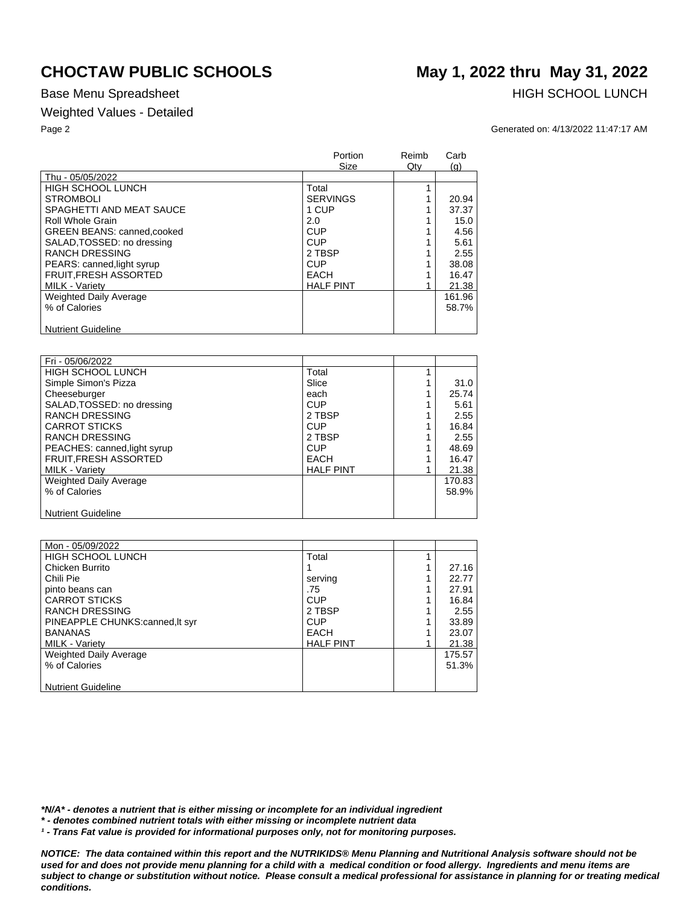# CHOCTAW PUBLIC SCHOOLS

# May 1, 2022 thru May 31, 2022

Base Menu Spreadsheet

HIGH SCHOOL LUNCH

Weighted Values - Detailed

Generated on: 4/13/2022 11:47:17 AM

| | Portion Size | Reimb Qty | Carb (g) |
|---|---|---|---|
| Thu - 05/05/2022 | | | |
| HIGH SCHOOL LUNCH | Total | 1 | |
| STROMBOLI | SERVINGS | 1 | 20.94 |
| SPAGHETTI AND MEAT SAUCE | 1 CUP | 1 | 37.37 |
| Roll Whole Grain | 2.0 | 1 | 15.0 |
| GREEN BEANS: canned,cooked | CUP | 1 | 4.56 |
| SALAD,TOSSED: no dressing | CUP | 1 | 5.61 |
| RANCH DRESSING | 2 TBSP | 1 | 2.55 |
| PEARS: canned,light syrup | CUP | 1 | 38.08 |
| FRUIT,FRESH ASSORTED | EACH | 1 | 16.47 |
| MILK - Variety | HALF PINT | 1 | 21.38 |
| Weighted Daily Average | | | 161.96 |
| % of Calories | | | 58.7% |
| Nutrient Guideline | | | |

| | Portion Size | Reimb Qty | Carb (g) |
|---|---|---|---|
| Fri - 05/06/2022 | | | |
| HIGH SCHOOL LUNCH | Total | 1 | |
| Simple Simon's Pizza | Slice | 1 | 31.0 |
| Cheeseburger | each | 1 | 25.74 |
| SALAD,TOSSED: no dressing | CUP | 1 | 5.61 |
| RANCH DRESSING | 2 TBSP | 1 | 2.55 |
| CARROT STICKS | CUP | 1 | 16.84 |
| RANCH DRESSING | 2 TBSP | 1 | 2.55 |
| PEACHES: canned,light syrup | CUP | 1 | 48.69 |
| FRUIT,FRESH ASSORTED | EACH | 1 | 16.47 |
| MILK - Variety | HALF PINT | 1 | 21.38 |
| Weighted Daily Average | | | 170.83 |
| % of Calories | | | 58.9% |
| Nutrient Guideline | | | |

| | Portion Size | Reimb Qty | Carb (g) |
|---|---|---|---|
| Mon - 05/09/2022 | | | |
| HIGH SCHOOL LUNCH | Total | 1 | |
| Chicken Burrito | 1 | 1 | 27.16 |
| Chili Pie | serving | 1 | 22.77 |
| pinto beans can | .75 | 1 | 27.91 |
| CARROT STICKS | CUP | 1 | 16.84 |
| RANCH DRESSING | 2 TBSP | 1 | 2.55 |
| PINEAPPLE CHUNKS:canned,lt syr | CUP | 1 | 33.89 |
| BANANAS | EACH | 1 | 23.07 |
| MILK - Variety | HALF PINT | 1 | 21.38 |
| Weighted Daily Average | | | 175.57 |
| % of Calories | | | 51.3% |
| Nutrient Guideline | | | |

***N/A* - denotes a nutrient that is either missing or incomplete for an individual ingredient***

***\* - denotes combined nutrient totals with either missing or incomplete nutrient data***

***¹ - Trans Fat value is provided for informational purposes only, not for monitoring purposes.***

***NOTICE: The data contained within this report and the NUTRIKIDS® Menu Planning and Nutritional Analysis software should not be used for and does not provide menu planning for a child with a medical condition or food allergy. Ingredients and menu items are subject to change or substitution without notice. Please consult a medical professional for assistance in planning for or treating medical conditions.***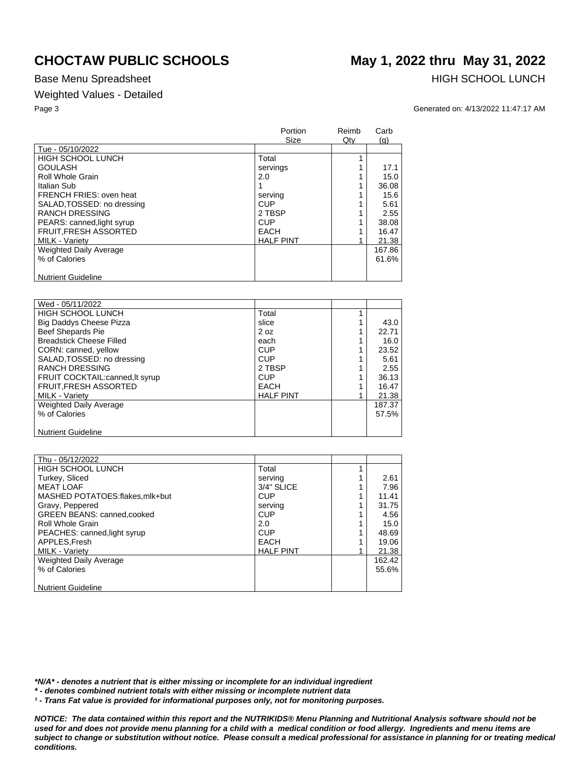# CHOCTAW PUBLIC SCHOOLS

# May 1, 2022 thru May 31, 2022

Base Menu Spreadsheet

HIGH SCHOOL LUNCH

Weighted Values - Detailed

Generated on: 4/13/2022 11:47:17 AM

| | Portion Size | Reimb Qty | Carb (g) |
|---|---|---|---|
| Tue - 05/10/2022 | | | |
| HIGH SCHOOL LUNCH | Total | 1 | |
| GOULASH | servings | 1 | 17.1 |
| Roll Whole Grain | 2.0 | 1 | 15.0 |
| Italian Sub | 1 | 1 | 36.08 |
| FRENCH FRIES: oven heat | serving | 1 | 15.6 |
| SALAD,TOSSED: no dressing | CUP | 1 | 5.61 |
| RANCH DRESSING | 2 TBSP | 1 | 2.55 |
| PEARS: canned,light syrup | CUP | 1 | 38.08 |
| FRUIT,FRESH ASSORTED | EACH | 1 | 16.47 |
| MILK - Variety | HALF PINT | 1 | 21.38 |
| Weighted Daily Average | | | 167.86 |
| % of Calories | | | 61.6% |
| Nutrient Guideline | | | |

| | Portion Size | Reimb Qty | Carb (g) |
|---|---|---|---|
| Wed - 05/11/2022 | | | |
| HIGH SCHOOL LUNCH | Total | 1 | |
| Big Daddys Cheese Pizza | slice | 1 | 43.0 |
| Beef Shepards Pie | 2 oz | 1 | 22.71 |
| Breadstick Cheese Filled | each | 1 | 16.0 |
| CORN: canned, yellow | CUP | 1 | 23.52 |
| SALAD,TOSSED: no dressing | CUP | 1 | 5.61 |
| RANCH DRESSING | 2 TBSP | 1 | 2.55 |
| FRUIT COCKTAIL:canned,lt syrup | CUP | 1 | 36.13 |
| FRUIT,FRESH ASSORTED | EACH | 1 | 16.47 |
| MILK - Variety | HALF PINT | 1 | 21.38 |
| Weighted Daily Average | | | 187.37 |
| % of Calories | | | 57.5% |
| Nutrient Guideline | | | |

| | Portion Size | Reimb Qty | Carb (g) |
|---|---|---|---|
| Thu - 05/12/2022 | | | |
| HIGH SCHOOL LUNCH | Total | 1 | |
| Turkey, Sliced | serving | 1 | 2.61 |
| MEAT LOAF | 3/4" SLICE | 1 | 7.96 |
| MASHED POTATOES:flakes,mlk+but | CUP | 1 | 11.41 |
| Gravy, Peppered | serving | 1 | 31.75 |
| GREEN BEANS: canned,cooked | CUP | 1 | 4.56 |
| Roll Whole Grain | 2.0 | 1 | 15.0 |
| PEACHES: canned,light syrup | CUP | 1 | 48.69 |
| APPLES,Fresh | EACH | 1 | 19.06 |
| MILK - Variety | HALF PINT | 1 | 21.38 |
| Weighted Daily Average | | | 162.42 |
| % of Calories | | | 55.6% |
| Nutrient Guideline | | | |

***N/A* - denotes a nutrient that is either missing or incomplete for an individual ingredient**

***\* - denotes combined nutrient totals with either missing or incomplete nutrient data***

***¹ - Trans Fat value is provided for informational purposes only, not for monitoring purposes.***

***NOTICE: The data contained within this report and the NUTRIKIDS® Menu Planning and Nutritional Analysis software should not be used for and does not provide menu planning for a child with a medical condition or food allergy. Ingredients and menu items are subject to change or substitution without notice. Please consult a medical professional for assistance in planning for or treating medical conditions.***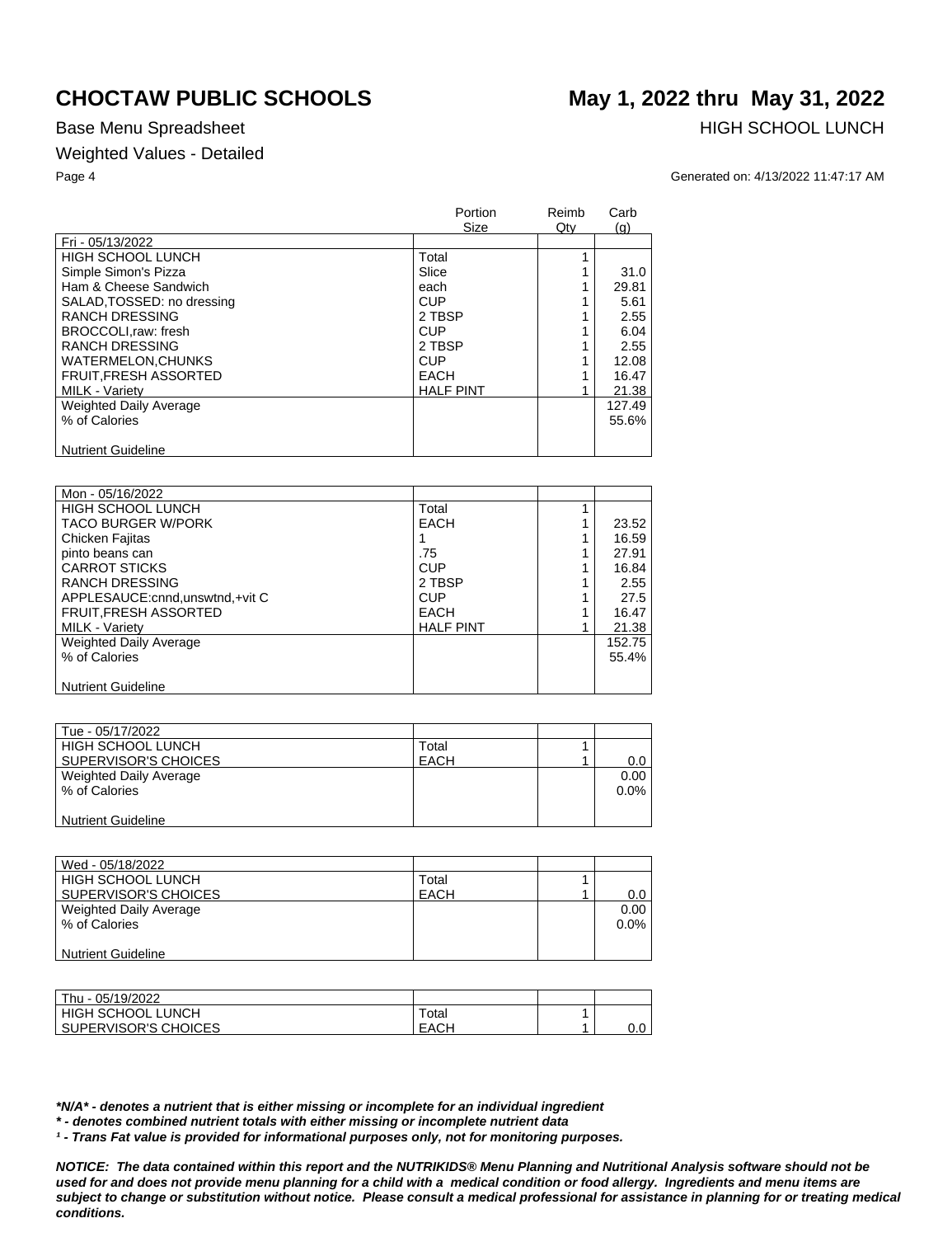# CHOCTAW PUBLIC SCHOOLS

# May 1, 2022 thru May 31, 2022

Base Menu Spreadsheet

HIGH SCHOOL LUNCH

Weighted Values - Detailed

Generated on: 4/13/2022 11:47:17 AM

| | Portion Size | Reimb Qty | Carb (g) |
|---|---|---|---|
| Fri - 05/13/2022 | | | |
| HIGH SCHOOL LUNCH | Total | 1 | |
| Simple Simon's Pizza | Slice | 1 | 31.0 |
| Ham & Cheese Sandwich | each | 1 | 29.81 |
| SALAD,TOSSED: no dressing | CUP | 1 | 5.61 |
| RANCH DRESSING | 2 TBSP | 1 | 2.55 |
| BROCCOLI,raw: fresh | CUP | 1 | 6.04 |
| RANCH DRESSING | 2 TBSP | 1 | 2.55 |
| WATERMELON,CHUNKS | CUP | 1 | 12.08 |
| FRUIT,FRESH ASSORTED | EACH | 1 | 16.47 |
| MILK - Variety | HALF PINT | 1 | 21.38 |
| Weighted Daily Average | | | 127.49 |
| % of Calories | | | 55.6% |
| Nutrient Guideline | | | |

| | | | |
|---|---|---|---|
| Mon - 05/16/2022 | | | |
| HIGH SCHOOL LUNCH | Total | 1 | |
| TACO BURGER W/PORK | EACH | 1 | 23.52 |
| Chicken Fajitas | 1 | 1 | 16.59 |
| pinto beans can | .75 | 1 | 27.91 |
| CARROT STICKS | CUP | 1 | 16.84 |
| RANCH DRESSING | 2 TBSP | 1 | 2.55 |
| APPLESAUCE:cnnd,unswtnd,+vit C | CUP | 1 | 27.5 |
| FRUIT,FRESH ASSORTED | EACH | 1 | 16.47 |
| MILK - Variety | HALF PINT | 1 | 21.38 |
| Weighted Daily Average | | | 152.75 |
| % of Calories | | | 55.4% |
| Nutrient Guideline | | | |

| | | | |
|---|---|---|---|
| Tue - 05/17/2022 | | | |
| HIGH SCHOOL LUNCH | Total | 1 | |
| SUPERVISOR'S CHOICES | EACH | 1 | 0.0 |
| Weighted Daily Average | | | 0.00 |
| % of Calories | | | 0.0% |
| Nutrient Guideline | | | |

| | | | |
|---|---|---|---|
| Wed - 05/18/2022 | | | |
| HIGH SCHOOL LUNCH | Total | 1 | |
| SUPERVISOR'S CHOICES | EACH | 1 | 0.0 |
| Weighted Daily Average | | | 0.00 |
| % of Calories | | | 0.0% |
| Nutrient Guideline | | | |

| | | | |
|---|---|---|---|
| Thu - 05/19/2022 | | | |
| HIGH SCHOOL LUNCH | Total | 1 | |
| SUPERVISOR'S CHOICES | EACH | 1 | 0.0 |

***N/A* - denotes a nutrient that is either missing or incomplete for an individual ingredient**

***\* - denotes combined nutrient totals with either missing or incomplete nutrient data***

***¹ - Trans Fat value is provided for informational purposes only, not for monitoring purposes.***

***NOTICE: The data contained within this report and the NUTRIKIDS® Menu Planning and Nutritional Analysis software should not be used for and does not provide menu planning for a child with a medical condition or food allergy. Ingredients and menu items are subject to change or substitution without notice. Please consult a medical professional for assistance in planning for or treating medical conditions.***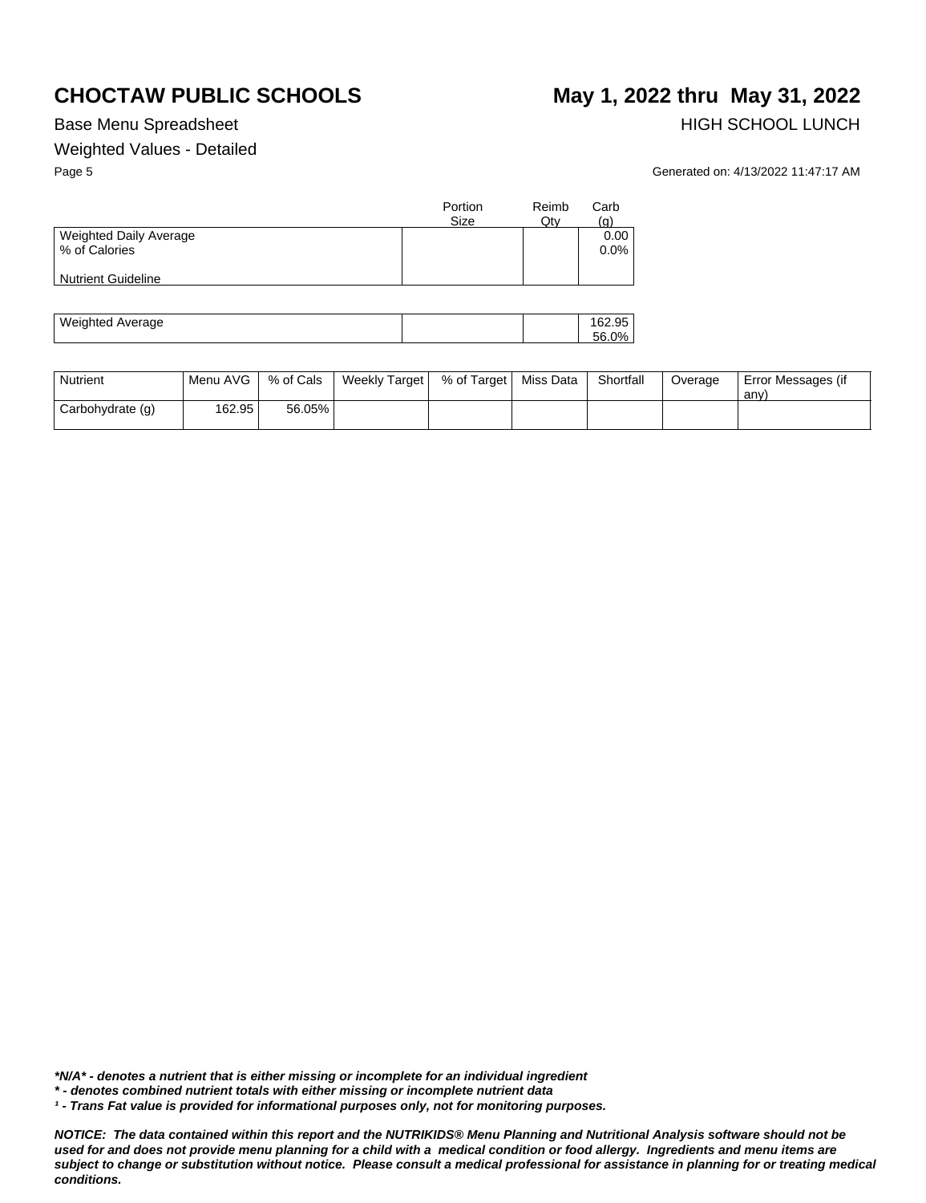# CHOCTAW PUBLIC SCHOOLS

# May 1, 2022 thru May 31, 2022

Base Menu Spreadsheet

HIGH SCHOOL LUNCH

Weighted Values - Detailed

Generated on: 4/13/2022 11:47:17 AM

| | Portion Size | Reimb Qty | Carb (g) |
|---|---|---|---|
| Weighted Daily Average | | | 0.00 |
| % of Calories | | | 0.0% |
| Nutrient Guideline | | | |

| | | | |
|---|---|---|---|
| Weighted Average | | | 162.95<br>56.0% |

| Nutrient | Menu AVG | % of Cals | Weekly Target | % of Target | Miss Data | Shortfall | Overage | Error Messages (if any) |
|---|---|---|---|---|---|---|---|---|
| Carbohydrate (g) | 162.95 | 56.05% | | | | | | |

***N/A* - denotes a nutrient that is either missing or incomplete for an individual ingredient**

***\* - denotes combined nutrient totals with either missing or incomplete nutrient data***

***¹ - Trans Fat value is provided for informational purposes only, not for monitoring purposes.***

***NOTICE: The data contained within this report and the NUTRIKIDS® Menu Planning and Nutritional Analysis software should not be used for and does not provide menu planning for a child with a medical condition or food allergy. Ingredients and menu items are subject to change or substitution without notice. Please consult a medical professional for assistance in planning for or treating medical conditions.***